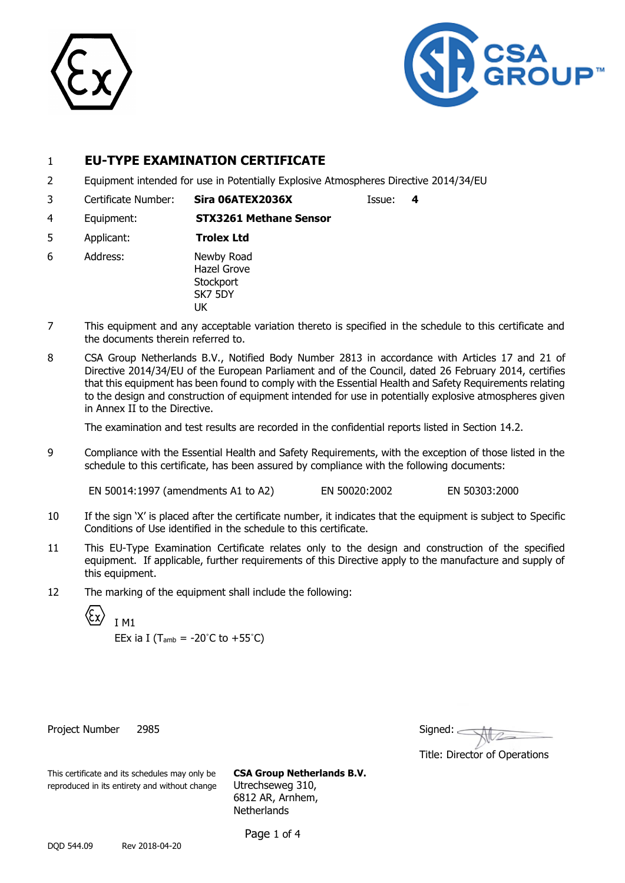1 **EU-TYPE EXAMINATION CERTIFICATE**

2 Equipment intended for use in Potentially Explosive Atmospheres Directive 2014/34/EU

3 Certificate Number: **Sira 06ATEX2036X** Issue: **4**

4 Equipment: **STX3261 Methane Sensor**

5 Applicant: **Trolex Ltd**

6 Address: Newby Road
Hazel Grove
Stockport
SK7 5DY
UK

7 This equipment and any acceptable variation thereto is specified in the schedule to this certificate and the documents therein referred to.

8 CSA Group Netherlands B.V., Notified Body Number 2813 in accordance with Articles 17 and 21 of Directive 2014/34/EU of the European Parliament and of the Council, dated 26 February 2014, certifies that this equipment has been found to comply with the Essential Health and Safety Requirements relating to the design and construction of equipment intended for use in potentially explosive atmospheres given in Annex II to the Directive.

The examination and test results are recorded in the confidential reports listed in Section 14.2.

9 Compliance with the Essential Health and Safety Requirements, with the exception of those listed in the schedule to this certificate, has been assured by compliance with the following documents:

EN 50014:1997 (amendments A1 to A2) EN 50020:2002 EN 50303:2000

10 If the sign 'X' is placed after the certificate number, it indicates that the equipment is subject to Specific Conditions of Use identified in the schedule to this certificate.

11 This EU-Type Examination Certificate relates only to the design and construction of the specified equipment. If applicable, further requirements of this Directive apply to the manufacture and supply of this equipment.

12 The marking of the equipment shall include the following:

Ex I M1
EEx ia I ($T_{amb}$ = -20°C to +55°C)

Project Number 2985

Signed:

Title: Director of Operations

This certificate and its schedules may only be reproduced in its entirety and without change

**CSA Group Netherlands B.V.**
Utrechseweg 310,
6812 AR, Arnhem,
Netherlands

DQD 544.09 Rev 2018-04-20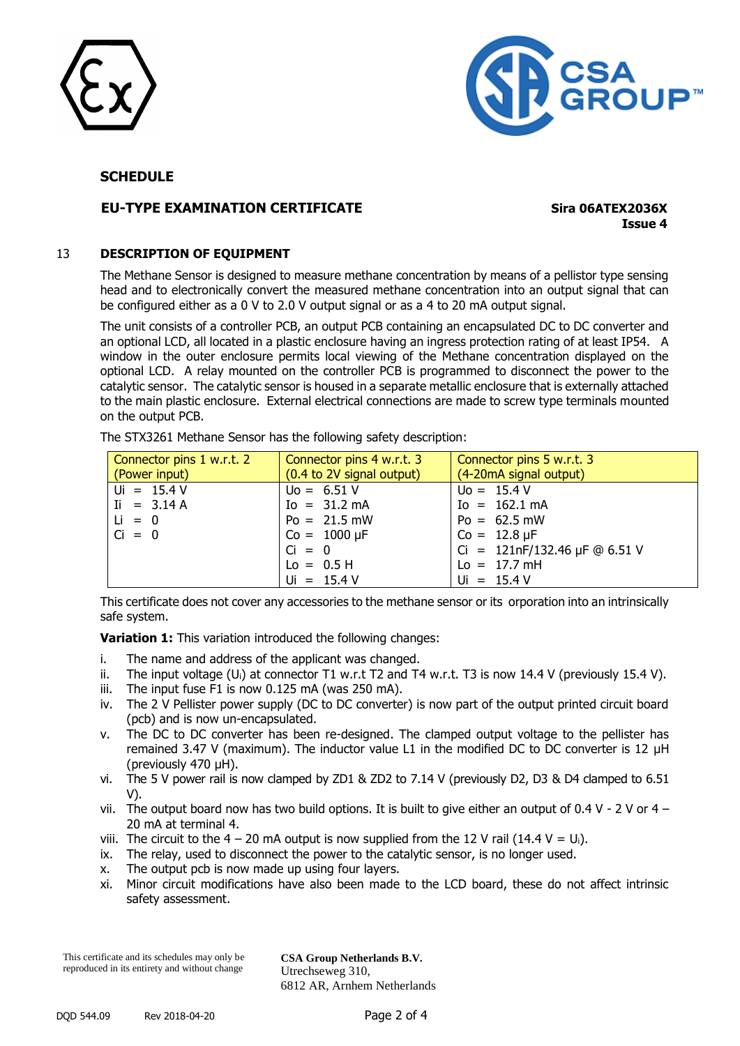## SCHEDULE

### EU-TYPE EXAMINATION CERTIFICATE

**Sira 06ATEX2036X**
**Issue 4**

### 13 DESCRIPTION OF EQUIPMENT

The Methane Sensor is designed to measure methane concentration by means of a pellistor type sensing head and to electronically convert the measured methane concentration into an output signal that can be configured either as a 0 V to 2.0 V output signal or as a 4 to 20 mA output signal.

The unit consists of a controller PCB, an output PCB containing an encapsulated DC to DC converter and an optional LCD, all located in a plastic enclosure having an ingress protection rating of at least IP54. A window in the outer enclosure permits local viewing of the Methane concentration displayed on the optional LCD. A relay mounted on the controller PCB is programmed to disconnect the power to the catalytic sensor. The catalytic sensor is housed in a separate metallic enclosure that is externally attached to the main plastic enclosure. External electrical connections are made to screw type terminals mounted on the output PCB.

The STX3261 Methane Sensor has the following safety description:

| Connector pins 1 w.r.t. 2 (Power input) | Connector pins 4 w.r.t. 3 (0.4 to 2V signal output) | Connector pins 5 w.r.t. 3 (4-20mA signal output) |
|---|---|---|
| Ui = 15.4 V | Uo = 6.51 V | Uo = 15.4 V |
| Ii = 3.14 A | Io = 31.2 mA | Io = 162.1 mA |
| Li = 0 | Po = 21.5 mW | Po = 62.5 mW |
| Ci = 0 | Co = 1000 µF | Co = 12.8 µF |
| | Ci = 0 | Ci = 121nF/132.46 µF @ 6.51 V |
| | Lo = 0.5 H | Lo = 17.7 mH |
| | Ui = 15.4 V | Ui = 15.4 V |

This certificate does not cover any accessories to the methane sensor or its orporation into an intrinsically safe system.

**Variation 1:** This variation introduced the following changes:

i. The name and address of the applicant was changed.
ii. The input voltage ($U_i$) at connector T1 w.r.t T2 and T4 w.r.t. T3 is now 14.4 V (previously 15.4 V).
iii. The input fuse F1 is now 0.125 mA (was 250 mA).
iv. The 2 V Pellister power supply (DC to DC converter) is now part of the output printed circuit board (pcb) and is now un-encapsulated.
v. The DC to DC converter has been re-designed. The clamped output voltage to the pellister has remained 3.47 V (maximum). The inductor value L1 in the modified DC to DC converter is 12 µH (previously 470 µH).
vi. The 5 V power rail is now clamped by ZD1 & ZD2 to 7.14 V (previously D2, D3 & D4 clamped to 6.51 V).
vii. The output board now has two build options. It is built to give either an output of 0.4 V - 2 V or 4 – 20 mA at terminal 4.
viii. The circuit to the 4 – 20 mA output is now supplied from the 12 V rail (14.4 V = $U_i$).
ix. The relay, used to disconnect the power to the catalytic sensor, is no longer used.
x. The output pcb is now made up using four layers.
xi. Minor circuit modifications have also been made to the LCD board, these do not affect intrinsic safety assessment.

This certificate and its schedules may only be reproduced in its entirety and without change

**CSA Group Netherlands B.V.**
Utrechseweg 310,
6812 AR, Arnhem Netherlands

DQD 544.09 Rev 2018-04-20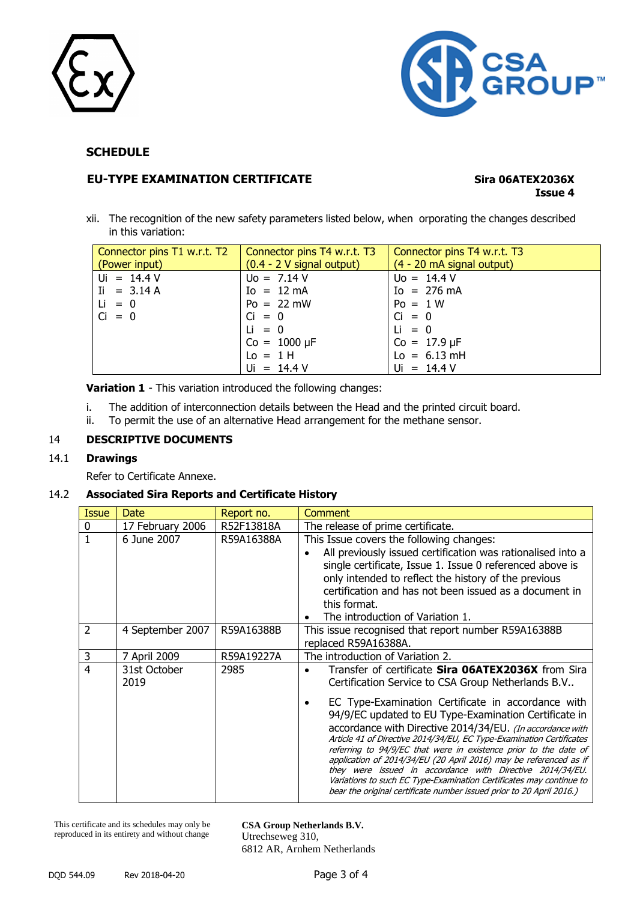## SCHEDULE

### EU-TYPE EXAMINATION CERTIFICATE

**Sira 06ATEX2036X**
**Issue 4**

xii. The recognition of the new safety parameters listed below, when orporating the changes described in this variation:

| Connector pins T1 w.r.t. T2 (Power input) | Connector pins T4 w.r.t. T3 (0.4 - 2 V signal output) | Connector pins T4 w.r.t. T3 (4 - 20 mA signal output) |
|---|---|---|
| Ui = 14.4 V<br>Ii = 3.14 A<br>Li = 0<br>Ci = 0 | Uo = 7.14 V<br>Io = 12 mA<br>Po = 22 mW<br>Ci = 0<br>Li = 0<br>Co = 1000 µF<br>Lo = 1 H<br>Ui = 14.4 V | Uo = 14.4 V<br>Io = 276 mA<br>Po = 1 W<br>Ci = 0<br>Li = 0<br>Co = 17.9 µF<br>Lo = 6.13 mH<br>Ui = 14.4 V |

**Variation 1** - This variation introduced the following changes:

i. The addition of interconnection details between the Head and the printed circuit board.
ii. To permit the use of an alternative Head arrangement for the methane sensor.

## 14 DESCRIPTIVE DOCUMENTS

### 14.1 Drawings

Refer to Certificate Annexe.

### 14.2 Associated Sira Reports and Certificate History

| Issue | Date | Report no. | Comment |
|---|---|---|---|
| 0 | 17 February 2006 | R52F13818A | The release of prime certificate. |
| 1 | 6 June 2007 | R59A16388A | This Issue covers the following changes:<br>• All previously issued certification was rationalised into a single certificate, Issue 1. Issue 0 referenced above is only intended to reflect the history of the previous certification and has not been issued as a document in this format.<br>• The introduction of Variation 1. |
| 2 | 4 September 2007 | R59A16388B | This issue recognised that report number R59A16388B replaced R59A16388A. |
| 3 | 7 April 2009 | R59A19227A | The introduction of Variation 2. |
| 4 | 31st October 2019 | 2985 | • Transfer of certificate **Sira 06ATEX2036X** from Sira Certification Service to CSA Group Netherlands B.V..<br>• EC Type-Examination Certificate in accordance with 94/9/EC updated to EU Type-Examination Certificate in accordance with Directive 2014/34/EU. *(In accordance with Article 41 of Directive 2014/34/EU, EC Type-Examination Certificates referring to 94/9/EC that were in existence prior to the date of application of 2014/34/EU (20 April 2016) may be referenced as if they were issued in accordance with Directive 2014/34/EU. Variations to such EC Type-Examination Certificates may continue to bear the original certificate number issued prior to 20 April 2016.)* |

This certificate and its schedules may only be reproduced in its entirety and without change

**CSA Group Netherlands B.V.**
Utrechseweg 310,
6812 AR, Arnhem Netherlands

DQD 544.09 Rev 2018-04-20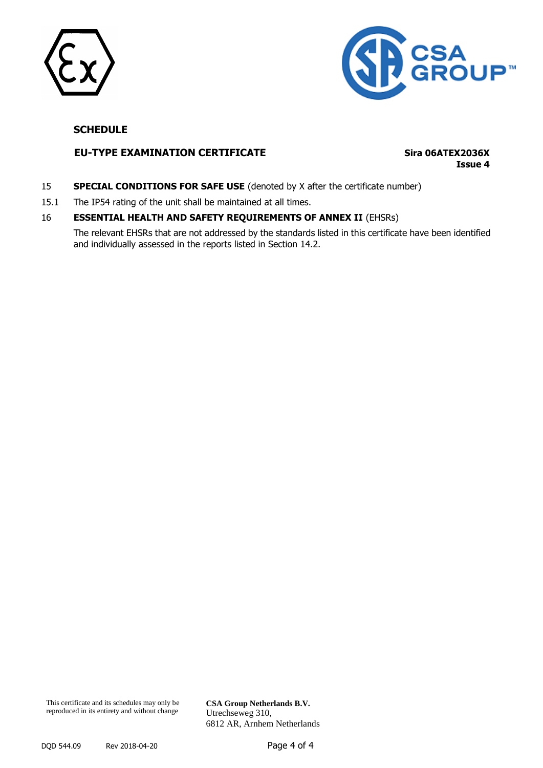**SCHEDULE**

**EU-TYPE EXAMINATION CERTIFICATE** **Sira 06ATEX2036X**
**Issue 4**

15 **SPECIAL CONDITIONS FOR SAFE USE** (denoted by X after the certificate number)

15.1 The IP54 rating of the unit shall be maintained at all times.

16 **ESSENTIAL HEALTH AND SAFETY REQUIREMENTS OF ANNEX II** (EHSRs)

The relevant EHSRs that are not addressed by the standards listed in this certificate have been identified and individually assessed in the reports listed in Section 14.2.

This certificate and its schedules may only be reproduced in its entirety and without change

**CSA Group Netherlands B.V.**
Utrechseweg 310,
6812 AR, Arnhem Netherlands

DQD 544.09 Rev 2018-04-20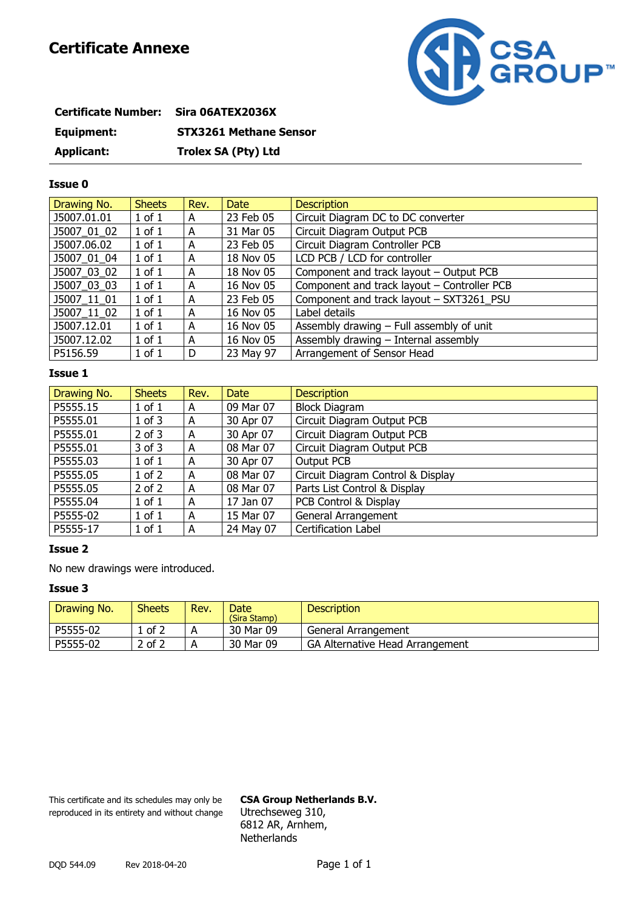# Certificate Annexe

**Certificate Number:** **Sira 06ATEX2036X**

**Equipment:** **STX3261 Methane Sensor**

**Applicant:** **Trolex SA (Pty) Ltd**

### Issue 0

| Drawing No. | Sheets | Rev. | Date | Description |
|---|---|---|---|---|
| J5007.01.01 | 1 of 1 | A | 23 Feb 05 | Circuit Diagram DC to DC converter |
| J5007_01_02 | 1 of 1 | A | 31 Mar 05 | Circuit Diagram Output PCB |
| J5007.06.02 | 1 of 1 | A | 23 Feb 05 | Circuit Diagram Controller PCB |
| J5007_01_04 | 1 of 1 | A | 18 Nov 05 | LCD PCB / LCD for controller |
| J5007_03_02 | 1 of 1 | A | 18 Nov 05 | Component and track layout – Output PCB |
| J5007_03_03 | 1 of 1 | A | 16 Nov 05 | Component and track layout – Controller PCB |
| J5007_11_01 | 1 of 1 | A | 23 Feb 05 | Component and track layout – SXT3261_PSU |
| J5007_11_02 | 1 of 1 | A | 16 Nov 05 | Label details |
| J5007.12.01 | 1 of 1 | A | 16 Nov 05 | Assembly drawing – Full assembly of unit |
| J5007.12.02 | 1 of 1 | A | 16 Nov 05 | Assembly drawing – Internal assembly |
| P5156.59 | 1 of 1 | D | 23 May 97 | Arrangement of Sensor Head |

### Issue 1

| Drawing No. | Sheets | Rev. | Date | Description |
|---|---|---|---|---|
| P5555.15 | 1 of 1 | A | 09 Mar 07 | Block Diagram |
| P5555.01 | 1 of 3 | A | 30 Apr 07 | Circuit Diagram Output PCB |
| P5555.01 | 2 of 3 | A | 30 Apr 07 | Circuit Diagram Output PCB |
| P5555.01 | 3 of 3 | A | 08 Mar 07 | Circuit Diagram Output PCB |
| P5555.03 | 1 of 1 | A | 30 Apr 07 | Output PCB |
| P5555.05 | 1 of 2 | A | 08 Mar 07 | Circuit Diagram Control & Display |
| P5555.05 | 2 of 2 | A | 08 Mar 07 | Parts List Control & Display |
| P5555.04 | 1 of 1 | A | 17 Jan 07 | PCB Control & Display |
| P5555-02 | 1 of 1 | A | 15 Mar 07 | General Arrangement |
| P5555-17 | 1 of 1 | A | 24 May 07 | Certification Label |

### Issue 2

No new drawings were introduced.

### Issue 3

| Drawing No. | Sheets | Rev. | Date (Sira Stamp) | Description |
|---|---|---|---|---|
| P5555-02 | 1 of 2 | A | 30 Mar 09 | General Arrangement |
| P5555-02 | 2 of 2 | A | 30 Mar 09 | GA Alternative Head Arrangement |

This certificate and its schedules may only be reproduced in its entirety and without change

**CSA Group Netherlands B.V.**
Utrechseweg 310,
6812 AR, Arnhem,
Netherlands